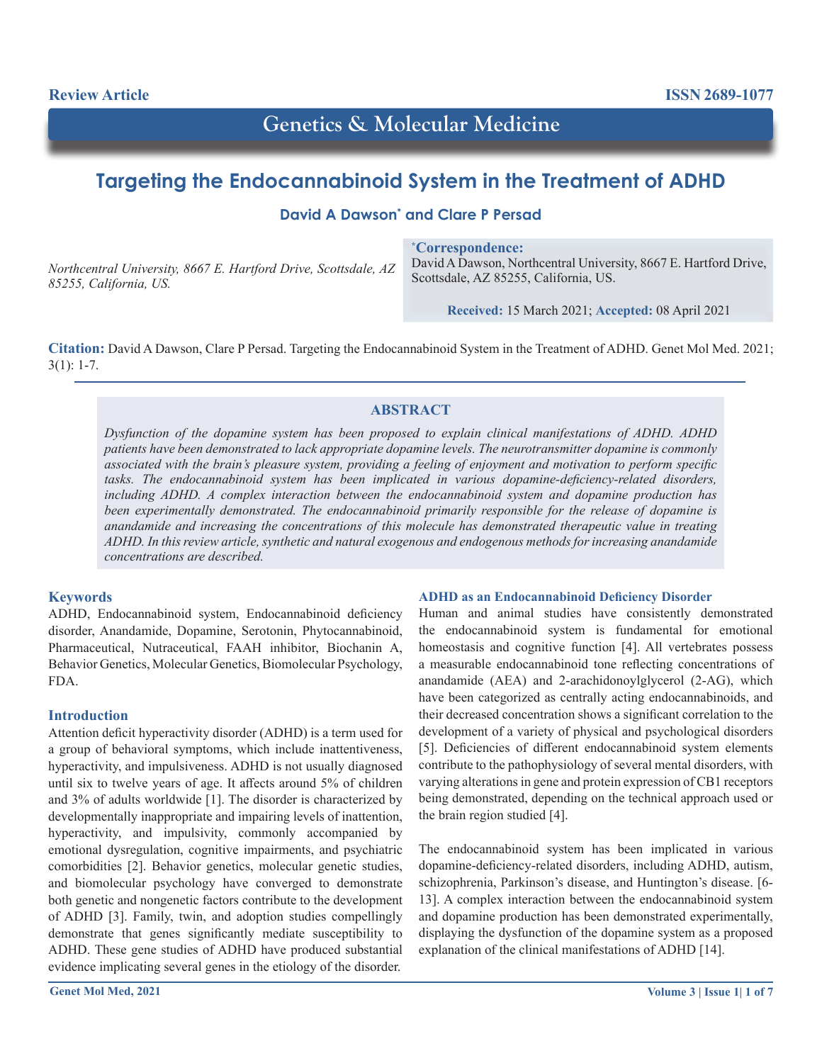**Review Article**

**ISSN 2689-1077**

# Genetics & Molecular Medicine

# Targeting the Endocannabinoid System in the Treatment of ADHD

**David A Dawson[*] and Clare P Persad**

*Northcentral University, 8667 E. Hartford Drive, Scottsdale, AZ 85255, California, US.*

**[*]Correspondence:**
David A Dawson, Northcentral University, 8667 E. Hartford Drive, Scottsdale, AZ 85255, California, US.

**Received:** 15 March 2021; **Accepted:** 08 April 2021

**Citation:** David A Dawson, Clare P Persad. Targeting the Endocannabinoid System in the Treatment of ADHD. Genet Mol Med. 2021; 3(1): 1-7.

## ABSTRACT

*Dysfunction of the dopamine system has been proposed to explain clinical manifestations of ADHD. ADHD patients have been demonstrated to lack appropriate dopamine levels. The neurotransmitter dopamine is commonly associated with the brain's pleasure system, providing a feeling of enjoyment and motivation to perform specific tasks. The endocannabinoid system has been implicated in various dopamine-deficiency-related disorders, including ADHD. A complex interaction between the endocannabinoid system and dopamine production has been experimentally demonstrated. The endocannabinoid primarily responsible for the release of dopamine is anandamide and increasing the concentrations of this molecule has demonstrated therapeutic value in treating ADHD. In this review article, synthetic and natural exogenous and endogenous methods for increasing anandamide concentrations are described.*

### Keywords

ADHD, Endocannabinoid system, Endocannabinoid deficiency disorder, Anandamide, Dopamine, Serotonin, Phytocannabinoid, Pharmaceutical, Nutraceutical, FAAH inhibitor, Biochanin A, Behavior Genetics, Molecular Genetics, Biomolecular Psychology, FDA.

## Introduction

Attention deficit hyperactivity disorder (ADHD) is a term used for a group of behavioral symptoms, which include inattentiveness, hyperactivity, and impulsiveness. ADHD is not usually diagnosed until six to twelve years of age. It affects around 5% of children and 3% of adults worldwide [1]. The disorder is characterized by developmentally inappropriate and impairing levels of inattention, hyperactivity, and impulsivity, commonly accompanied by emotional dysregulation, cognitive impairments, and psychiatric comorbidities [2]. Behavior genetics, molecular genetic studies, and biomolecular psychology have converged to demonstrate both genetic and nongenetic factors contribute to the development of ADHD [3]. Family, twin, and adoption studies compellingly demonstrate that genes significantly mediate susceptibility to ADHD. These gene studies of ADHD have produced substantial evidence implicating several genes in the etiology of the disorder.

### ADHD as an Endocannabinoid Deficiency Disorder

Human and animal studies have consistently demonstrated the endocannabinoid system is fundamental for emotional homeostasis and cognitive function [4]. All vertebrates possess a measurable endocannabinoid tone reflecting concentrations of anandamide (AEA) and 2-arachidonoylglycerol (2-AG), which have been categorized as centrally acting endocannabinoids, and their decreased concentration shows a significant correlation to the development of a variety of physical and psychological disorders [5]. Deficiencies of different endocannabinoid system elements contribute to the pathophysiology of several mental disorders, with varying alterations in gene and protein expression of CB1 receptors being demonstrated, depending on the technical approach used or the brain region studied [4].

The endocannabinoid system has been implicated in various dopamine-deficiency-related disorders, including ADHD, autism, schizophrenia, Parkinson's disease, and Huntington's disease. [6-13]. A complex interaction between the endocannabinoid system and dopamine production has been demonstrated experimentally, displaying the dysfunction of the dopamine system as a proposed explanation of the clinical manifestations of ADHD [14].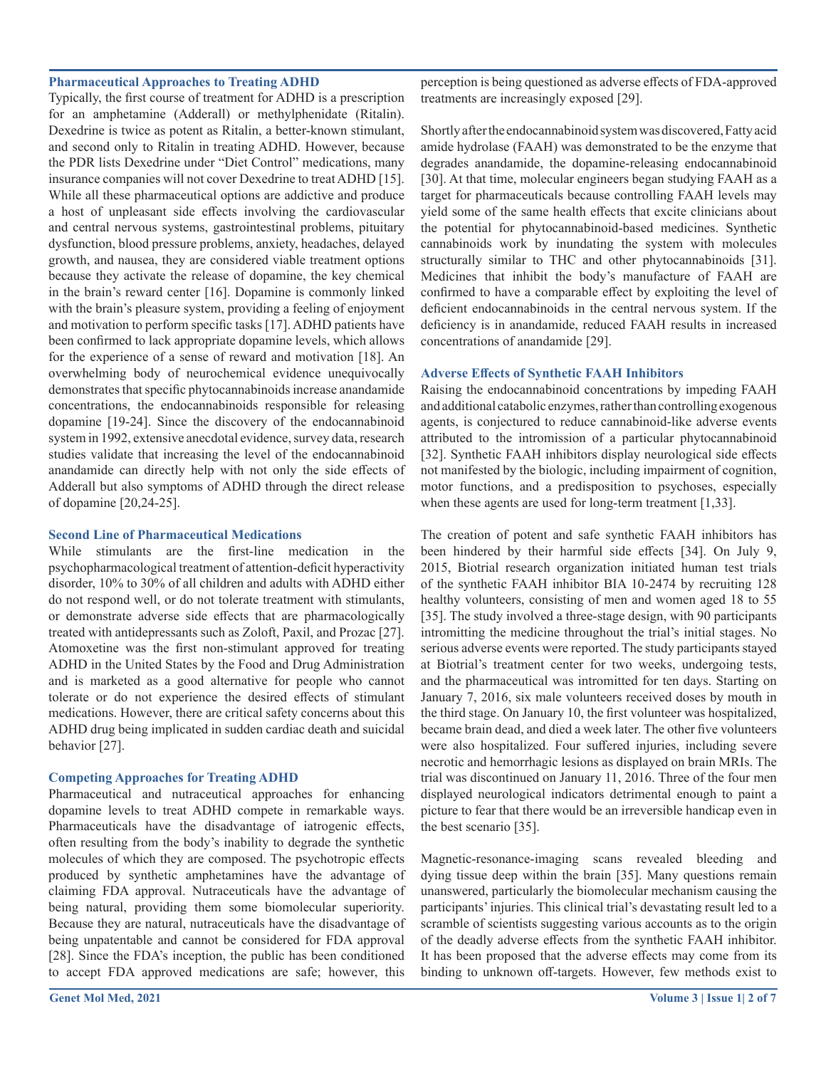### Pharmaceutical Approaches to Treating ADHD

Typically, the first course of treatment for ADHD is a prescription for an amphetamine (Adderall) or methylphenidate (Ritalin). Dexedrine is twice as potent as Ritalin, a better-known stimulant, and second only to Ritalin in treating ADHD. However, because the PDR lists Dexedrine under "Diet Control" medications, many insurance companies will not cover Dexedrine to treat ADHD [15]. While all these pharmaceutical options are addictive and produce a host of unpleasant side effects involving the cardiovascular and central nervous systems, gastrointestinal problems, pituitary dysfunction, blood pressure problems, anxiety, headaches, delayed growth, and nausea, they are considered viable treatment options because they activate the release of dopamine, the key chemical in the brain's reward center [16]. Dopamine is commonly linked with the brain's pleasure system, providing a feeling of enjoyment and motivation to perform specific tasks [17]. ADHD patients have been confirmed to lack appropriate dopamine levels, which allows for the experience of a sense of reward and motivation [18]. An overwhelming body of neurochemical evidence unequivocally demonstrates that specific phytocannabinoids increase anandamide concentrations, the endocannabinoids responsible for releasing dopamine [19-24]. Since the discovery of the endocannabinoid system in 1992, extensive anecdotal evidence, survey data, research studies validate that increasing the level of the endocannabinoid anandamide can directly help with not only the side effects of Adderall but also symptoms of ADHD through the direct release of dopamine [20,24-25].

### Second Line of Pharmaceutical Medications

While stimulants are the first-line medication in the psychopharmacological treatment of attention-deficit hyperactivity disorder, 10% to 30% of all children and adults with ADHD either do not respond well, or do not tolerate treatment with stimulants, or demonstrate adverse side effects that are pharmacologically treated with antidepressants such as Zoloft, Paxil, and Prozac [27]. Atomoxetine was the first non-stimulant approved for treating ADHD in the United States by the Food and Drug Administration and is marketed as a good alternative for people who cannot tolerate or do not experience the desired effects of stimulant medications. However, there are critical safety concerns about this ADHD drug being implicated in sudden cardiac death and suicidal behavior [27].

### Competing Approaches for Treating ADHD

Pharmaceutical and nutraceutical approaches for enhancing dopamine levels to treat ADHD compete in remarkable ways. Pharmaceuticals have the disadvantage of iatrogenic effects, often resulting from the body's inability to degrade the synthetic molecules of which they are composed. The psychotropic effects produced by synthetic amphetamines have the advantage of claiming FDA approval. Nutraceuticals have the advantage of being natural, providing them some biomolecular superiority. Because they are natural, nutraceuticals have the disadvantage of being unpatentable and cannot be considered for FDA approval [28]. Since the FDA's inception, the public has been conditioned to accept FDA approved medications are safe; however, this perception is being questioned as adverse effects of FDA-approved treatments are increasingly exposed [29].

Shortly after the endocannabinoid system was discovered, Fatty acid amide hydrolase (FAAH) was demonstrated to be the enzyme that degrades anandamide, the dopamine-releasing endocannabinoid [30]. At that time, molecular engineers began studying FAAH as a target for pharmaceuticals because controlling FAAH levels may yield some of the same health effects that excite clinicians about the potential for phytocannabinoid-based medicines. Synthetic cannabinoids work by inundating the system with molecules structurally similar to THC and other phytocannabinoids [31]. Medicines that inhibit the body's manufacture of FAAH are confirmed to have a comparable effect by exploiting the level of deficient endocannabinoids in the central nervous system. If the deficiency is in anandamide, reduced FAAH results in increased concentrations of anandamide [29].

### Adverse Effects of Synthetic FAAH Inhibitors

Raising the endocannabinoid concentrations by impeding FAAH and additional catabolic enzymes, rather than controlling exogenous agents, is conjectured to reduce cannabinoid-like adverse events attributed to the intromission of a particular phytocannabinoid [32]. Synthetic FAAH inhibitors display neurological side effects not manifested by the biologic, including impairment of cognition, motor functions, and a predisposition to psychoses, especially when these agents are used for long-term treatment [1,33].

The creation of potent and safe synthetic FAAH inhibitors has been hindered by their harmful side effects [34]. On July 9, 2015, Biotrial research organization initiated human test trials of the synthetic FAAH inhibitor BIA 10-2474 by recruiting 128 healthy volunteers, consisting of men and women aged 18 to 55 [35]. The study involved a three-stage design, with 90 participants intromitting the medicine throughout the trial's initial stages. No serious adverse events were reported. The study participants stayed at Biotrial's treatment center for two weeks, undergoing tests, and the pharmaceutical was intromitted for ten days. Starting on January 7, 2016, six male volunteers received doses by mouth in the third stage. On January 10, the first volunteer was hospitalized, became brain dead, and died a week later. The other five volunteers were also hospitalized. Four suffered injuries, including severe necrotic and hemorrhagic lesions as displayed on brain MRIs. The trial was discontinued on January 11, 2016. Three of the four men displayed neurological indicators detrimental enough to paint a picture to fear that there would be an irreversible handicap even in the best scenario [35].

Magnetic-resonance-imaging scans revealed bleeding and dying tissue deep within the brain [35]. Many questions remain unanswered, particularly the biomolecular mechanism causing the participants' injuries. This clinical trial's devastating result led to a scramble of scientists suggesting various accounts as to the origin of the deadly adverse effects from the synthetic FAAH inhibitor. It has been proposed that the adverse effects may come from its binding to unknown off-targets. However, few methods exist to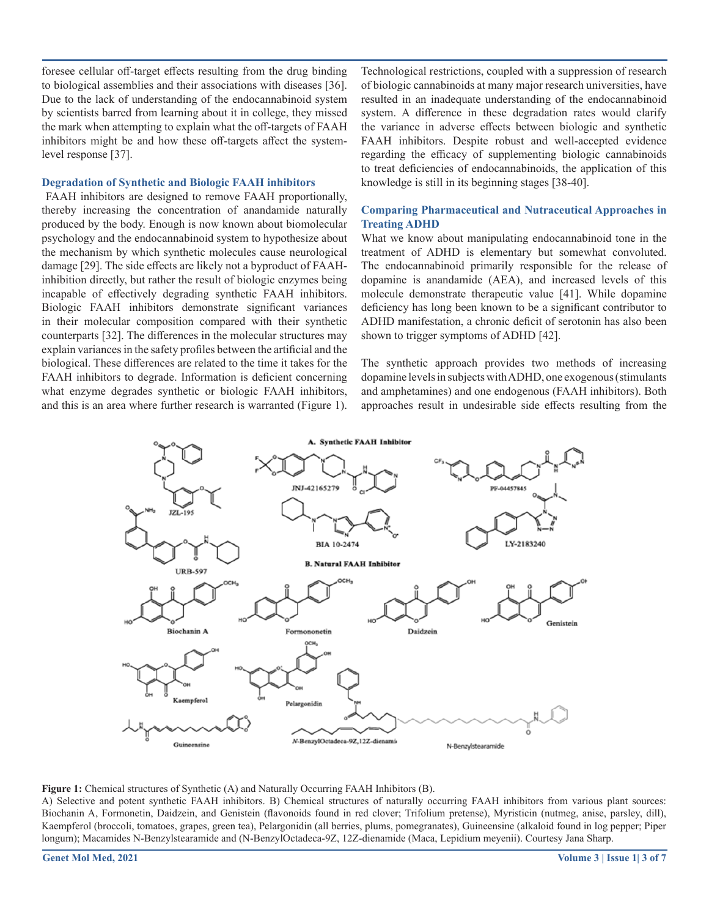foresee cellular off-target effects resulting from the drug binding to biological assemblies and their associations with diseases [36]. Due to the lack of understanding of the endocannabinoid system by scientists barred from learning about it in college, they missed the mark when attempting to explain what the off-targets of FAAH inhibitors might be and how these off-targets affect the system-level response [37].

### Degradation of Synthetic and Biologic FAAH inhibitors

FAAH inhibitors are designed to remove FAAH proportionally, thereby increasing the concentration of anandamide naturally produced by the body. Enough is now known about biomolecular psychology and the endocannabinoid system to hypothesize about the mechanism by which synthetic molecules cause neurological damage [29]. The side effects are likely not a byproduct of FAAH-inhibition directly, but rather the result of biologic enzymes being incapable of effectively degrading synthetic FAAH inhibitors. Biologic FAAH inhibitors demonstrate significant variances in their molecular composition compared with their synthetic counterparts [32]. The differences in the molecular structures may explain variances in the safety profiles between the artificial and the biological. These differences are related to the time it takes for the FAAH inhibitors to degrade. Information is deficient concerning what enzyme degrades synthetic or biologic FAAH inhibitors, and this is an area where further research is warranted (Figure 1). Technological restrictions, coupled with a suppression of research of biologic cannabinoids at many major research universities, have resulted in an inadequate understanding of the endocannabinoid system. A difference in these degradation rates would clarify the variance in adverse effects between biologic and synthetic FAAH inhibitors. Despite robust and well-accepted evidence regarding the efficacy of supplementing biologic cannabinoids to treat deficiencies of endocannabinoids, the application of this knowledge is still in its beginning stages [38-40].

### Comparing Pharmaceutical and Nutraceutical Approaches in Treating ADHD

What we know about manipulating endocannabinoid tone in the treatment of ADHD is elementary but somewhat convoluted. The endocannabinoid primarily responsible for the release of dopamine is anandamide (AEA), and increased levels of this molecule demonstrate therapeutic value [41]. While dopamine deficiency has long been known to be a significant contributor to ADHD manifestation, a chronic deficit of serotonin has also been shown to trigger symptoms of ADHD [42].

The synthetic approach provides two methods of increasing dopamine levels in subjects with ADHD, one exogenous (stimulants and amphetamines) and one endogenous (FAAH inhibitors). Both approaches result in undesirable side effects resulting from the

**Figure 1:** Chemical structures of Synthetic (A) and Naturally Occurring FAAH Inhibitors (B).
A) Selective and potent synthetic FAAH inhibitors. B) Chemical structures of naturally occurring FAAH inhibitors from various plant sources: Biochanin A, Formonetin, Daidzein, and Genistein (flavonoids found in red clover; Trifolium pretense), Myristicin (nutmeg, anise, parsley, dill), Kaempferol (broccoli, tomatoes, grapes, green tea), Pelargonidin (all berries, plums, pomegranates), Guineensine (alkaloid found in log pepper; Piper longum); Macamides N-Benzylstearamide and (N-BenzylOctadeca-9Z, 12Z-dienamide (Maca, Lepidium meyenii). Courtesy Jana Sharp.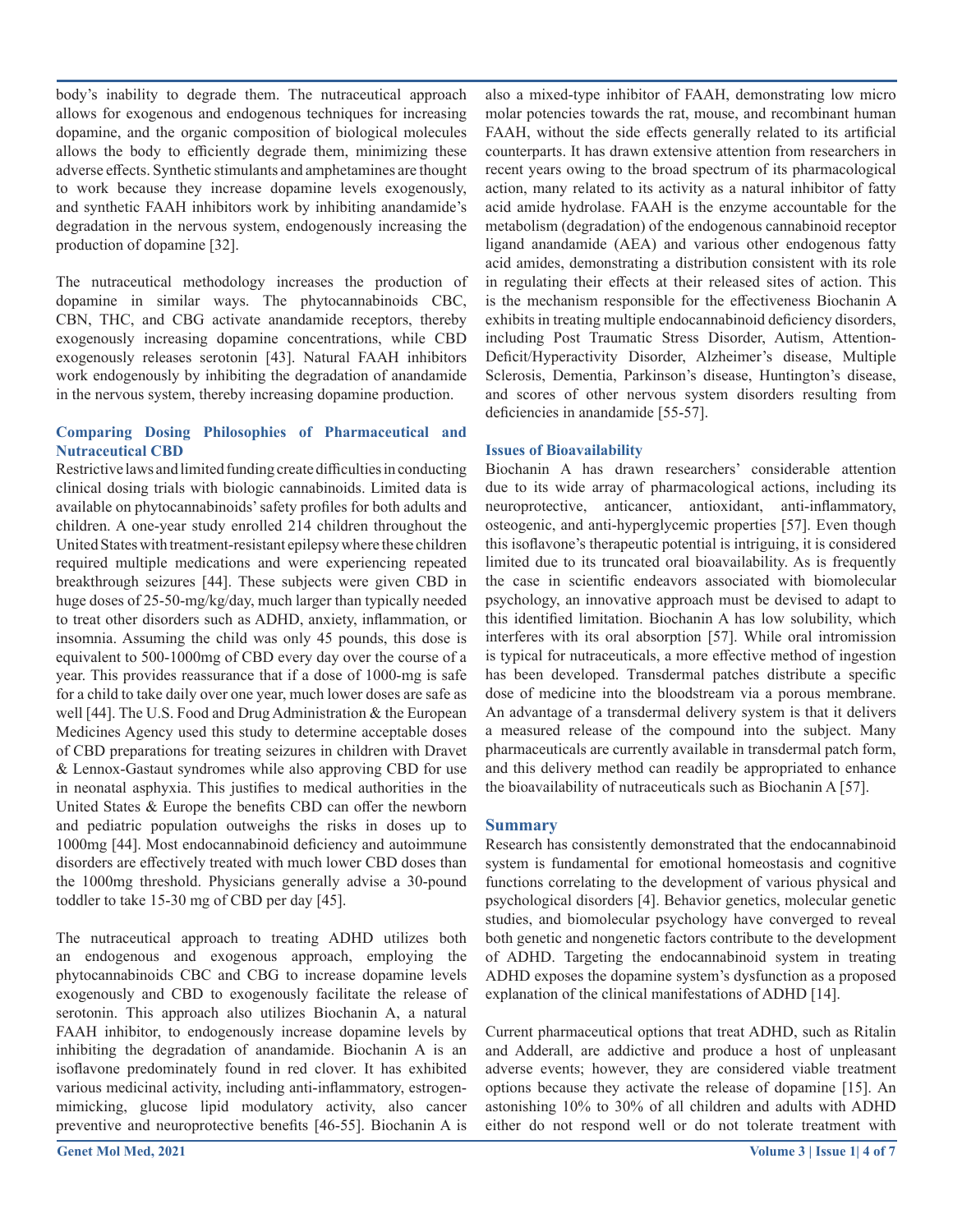body's inability to degrade them. The nutraceutical approach allows for exogenous and endogenous techniques for increasing dopamine, and the organic composition of biological molecules allows the body to efficiently degrade them, minimizing these adverse effects. Synthetic stimulants and amphetamines are thought to work because they increase dopamine levels exogenously, and synthetic FAAH inhibitors work by inhibiting anandamide's degradation in the nervous system, endogenously increasing the production of dopamine [32].

The nutraceutical methodology increases the production of dopamine in similar ways. The phytocannabinoids CBC, CBN, THC, and CBG activate anandamide receptors, thereby exogenously increasing dopamine concentrations, while CBD exogenously releases serotonin [43]. Natural FAAH inhibitors work endogenously by inhibiting the degradation of anandamide in the nervous system, thereby increasing dopamine production.

### Comparing Dosing Philosophies of Pharmaceutical and Nutraceutical CBD

Restrictive laws and limited funding create difficulties in conducting clinical dosing trials with biologic cannabinoids. Limited data is available on phytocannabinoids' safety profiles for both adults and children. A one-year study enrolled 214 children throughout the United States with treatment-resistant epilepsy where these children required multiple medications and were experiencing repeated breakthrough seizures [44]. These subjects were given CBD in huge doses of 25-50-mg/kg/day, much larger than typically needed to treat other disorders such as ADHD, anxiety, inflammation, or insomnia. Assuming the child was only 45 pounds, this dose is equivalent to 500-1000mg of CBD every day over the course of a year. This provides reassurance that if a dose of 1000-mg is safe for a child to take daily over one year, much lower doses are safe as well [44]. The U.S. Food and Drug Administration & the European Medicines Agency used this study to determine acceptable doses of CBD preparations for treating seizures in children with Dravet & Lennox-Gastaut syndromes while also approving CBD for use in neonatal asphyxia. This justifies to medical authorities in the United States & Europe the benefits CBD can offer the newborn and pediatric population outweighs the risks in doses up to 1000mg [44]. Most endocannabinoid deficiency and autoimmune disorders are effectively treated with much lower CBD doses than the 1000mg threshold. Physicians generally advise a 30-pound toddler to take 15-30 mg of CBD per day [45].

The nutraceutical approach to treating ADHD utilizes both an endogenous and exogenous approach, employing the phytocannabinoids CBC and CBG to increase dopamine levels exogenously and CBD to exogenously facilitate the release of serotonin. This approach also utilizes Biochanin A, a natural FAAH inhibitor, to endogenously increase dopamine levels by inhibiting the degradation of anandamide. Biochanin A is an isoflavone predominately found in red clover. It has exhibited various medicinal activity, including anti-inflammatory, estrogen-mimicking, glucose lipid modulatory activity, also cancer preventive and neuroprotective benefits [46-55]. Biochanin A is also a mixed-type inhibitor of FAAH, demonstrating low micro molar potencies towards the rat, mouse, and recombinant human FAAH, without the side effects generally related to its artificial counterparts. It has drawn extensive attention from researchers in recent years owing to the broad spectrum of its pharmacological action, many related to its activity as a natural inhibitor of fatty acid amide hydrolase. FAAH is the enzyme accountable for the metabolism (degradation) of the endogenous cannabinoid receptor ligand anandamide (AEA) and various other endogenous fatty acid amides, demonstrating a distribution consistent with its role in regulating their effects at their released sites of action. This is the mechanism responsible for the effectiveness Biochanin A exhibits in treating multiple endocannabinoid deficiency disorders, including Post Traumatic Stress Disorder, Autism, Attention-Deficit/Hyperactivity Disorder, Alzheimer's disease, Multiple Sclerosis, Dementia, Parkinson's disease, Huntington's disease, and scores of other nervous system disorders resulting from deficiencies in anandamide [55-57].

### Issues of Bioavailability

Biochanin A has drawn researchers' considerable attention due to its wide array of pharmacological actions, including its neuroprotective, anticancer, antioxidant, anti-inflammatory, osteogenic, and anti-hyperglycemic properties [57]. Even though this isoflavone's therapeutic potential is intriguing, it is considered limited due to its truncated oral bioavailability. As is frequently the case in scientific endeavors associated with biomolecular psychology, an innovative approach must be devised to adapt to this identified limitation. Biochanin A has low solubility, which interferes with its oral absorption [57]. While oral intromission is typical for nutraceuticals, a more effective method of ingestion has been developed. Transdermal patches distribute a specific dose of medicine into the bloodstream via a porous membrane. An advantage of a transdermal delivery system is that it delivers a measured release of the compound into the subject. Many pharmaceuticals are currently available in transdermal patch form, and this delivery method can readily be appropriated to enhance the bioavailability of nutraceuticals such as Biochanin A [57].

## Summary

Research has consistently demonstrated that the endocannabinoid system is fundamental for emotional homeostasis and cognitive functions correlating to the development of various physical and psychological disorders [4]. Behavior genetics, molecular genetic studies, and biomolecular psychology have converged to reveal both genetic and nongenetic factors contribute to the development of ADHD. Targeting the endocannabinoid system in treating ADHD exposes the dopamine system's dysfunction as a proposed explanation of the clinical manifestations of ADHD [14].

Current pharmaceutical options that treat ADHD, such as Ritalin and Adderall, are addictive and produce a host of unpleasant adverse events; however, they are considered viable treatment options because they activate the release of dopamine [15]. An astonishing 10% to 30% of all children and adults with ADHD either do not respond well or do not tolerate treatment with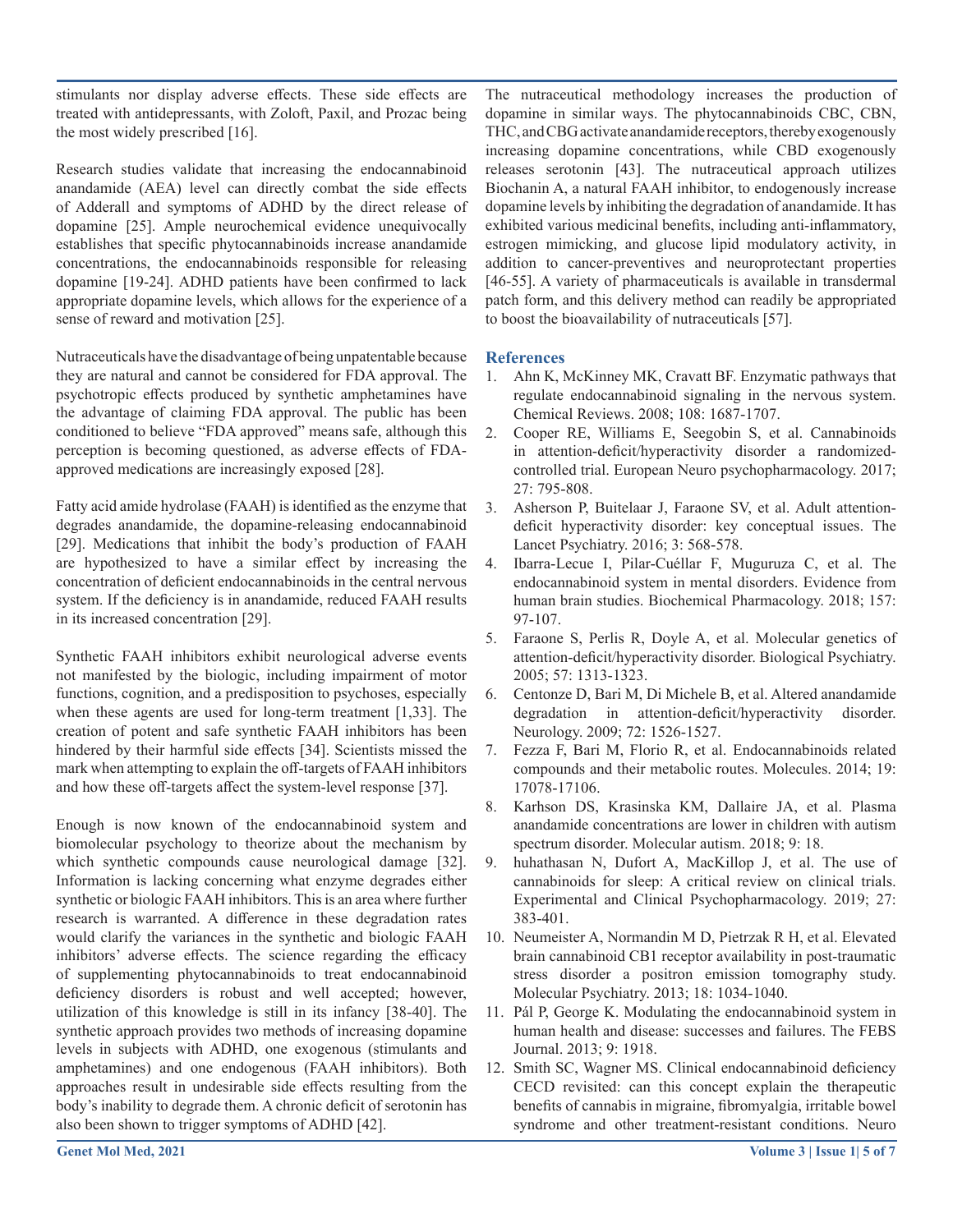stimulants nor display adverse effects. These side effects are treated with antidepressants, with Zoloft, Paxil, and Prozac being the most widely prescribed [16].

Research studies validate that increasing the endocannabinoid anandamide (AEA) level can directly combat the side effects of Adderall and symptoms of ADHD by the direct release of dopamine [25]. Ample neurochemical evidence unequivocally establishes that specific phytocannabinoids increase anandamide concentrations, the endocannabinoids responsible for releasing dopamine [19-24]. ADHD patients have been confirmed to lack appropriate dopamine levels, which allows for the experience of a sense of reward and motivation [25].

Nutraceuticals have the disadvantage of being unpatentable because they are natural and cannot be considered for FDA approval. The psychotropic effects produced by synthetic amphetamines have the advantage of claiming FDA approval. The public has been conditioned to believe "FDA approved" means safe, although this perception is becoming questioned, as adverse effects of FDA-approved medications are increasingly exposed [28].

Fatty acid amide hydrolase (FAAH) is identified as the enzyme that degrades anandamide, the dopamine-releasing endocannabinoid [29]. Medications that inhibit the body's production of FAAH are hypothesized to have a similar effect by increasing the concentration of deficient endocannabinoids in the central nervous system. If the deficiency is in anandamide, reduced FAAH results in its increased concentration [29].

Synthetic FAAH inhibitors exhibit neurological adverse events not manifested by the biologic, including impairment of motor functions, cognition, and a predisposition to psychoses, especially when these agents are used for long-term treatment [1,33]. The creation of potent and safe synthetic FAAH inhibitors has been hindered by their harmful side effects [34]. Scientists missed the mark when attempting to explain the off-targets of FAAH inhibitors and how these off-targets affect the system-level response [37].

Enough is now known of the endocannabinoid system and biomolecular psychology to theorize about the mechanism by which synthetic compounds cause neurological damage [32]. Information is lacking concerning what enzyme degrades either synthetic or biologic FAAH inhibitors. This is an area where further research is warranted. A difference in these degradation rates would clarify the variances in the synthetic and biologic FAAH inhibitors' adverse effects. The science regarding the efficacy of supplementing phytocannabinoids to treat endocannabinoid deficiency disorders is robust and well accepted; however, utilization of this knowledge is still in its infancy [38-40]. The synthetic approach provides two methods of increasing dopamine levels in subjects with ADHD, one exogenous (stimulants and amphetamines) and one endogenous (FAAH inhibitors). Both approaches result in undesirable side effects resulting from the body's inability to degrade them. A chronic deficit of serotonin has also been shown to trigger symptoms of ADHD [42].

The nutraceutical methodology increases the production of dopamine in similar ways. The phytocannabinoids CBC, CBN, THC, and CBG activate anandamide receptors, thereby exogenously increasing dopamine concentrations, while CBD exogenously releases serotonin [43]. The nutraceutical approach utilizes Biochanin A, a natural FAAH inhibitor, to endogenously increase dopamine levels by inhibiting the degradation of anandamide. It has exhibited various medicinal benefits, including anti-inflammatory, estrogen mimicking, and glucose lipid modulatory activity, in addition to cancer-preventives and neuroprotectant properties [46-55]. A variety of pharmaceuticals is available in transdermal patch form, and this delivery method can readily be appropriated to boost the bioavailability of nutraceuticals [57].

## References

1. Ahn K, McKinney MK, Cravatt BF. Enzymatic pathways that regulate endocannabinoid signaling in the nervous system. Chemical Reviews. 2008; 108: 1687-1707.
2. Cooper RE, Williams E, Seegobin S, et al. Cannabinoids in attention-deficit/hyperactivity disorder a randomized-controlled trial. European Neuro psychopharmacology. 2017; 27: 795-808.
3. Asherson P, Buitelaar J, Faraone SV, et al. Adult attention-deficit hyperactivity disorder: key conceptual issues. The Lancet Psychiatry. 2016; 3: 568-578.
4. Ibarra-Lecue I, Pilar-Cuéllar F, Muguruza C, et al. The endocannabinoid system in mental disorders. Evidence from human brain studies. Biochemical Pharmacology. 2018; 157: 97-107.
5. Faraone S, Perlis R, Doyle A, et al. Molecular genetics of attention-deficit/hyperactivity disorder. Biological Psychiatry. 2005; 57: 1313-1323.
6. Centonze D, Bari M, Di Michele B, et al. Altered anandamide degradation in attention-deficit/hyperactivity disorder. Neurology. 2009; 72: 1526-1527.
7. Fezza F, Bari M, Florio R, et al. Endocannabinoids related compounds and their metabolic routes. Molecules. 2014; 19: 17078-17106.
8. Karhson DS, Krasinska KM, Dallaire JA, et al. Plasma anandamide concentrations are lower in children with autism spectrum disorder. Molecular autism. 2018; 9: 18.
9. huhathasan N, Dufort A, MacKillop J, et al. The use of cannabinoids for sleep: A critical review on clinical trials. Experimental and Clinical Psychopharmacology. 2019; 27: 383-401.
10. Neumeister A, Normandin M D, Pietrzak R H, et al. Elevated brain cannabinoid CB1 receptor availability in post-traumatic stress disorder a positron emission tomography study. Molecular Psychiatry. 2013; 18: 1034-1040.
11. Pál P, George K. Modulating the endocannabinoid system in human health and disease: successes and failures. The FEBS Journal. 2013; 9: 1918.
12. Smith SC, Wagner MS. Clinical endocannabinoid deficiency CECD revisited: can this concept explain the therapeutic benefits of cannabis in migraine, fibromyalgia, irritable bowel syndrome and other treatment-resistant conditions. Neuro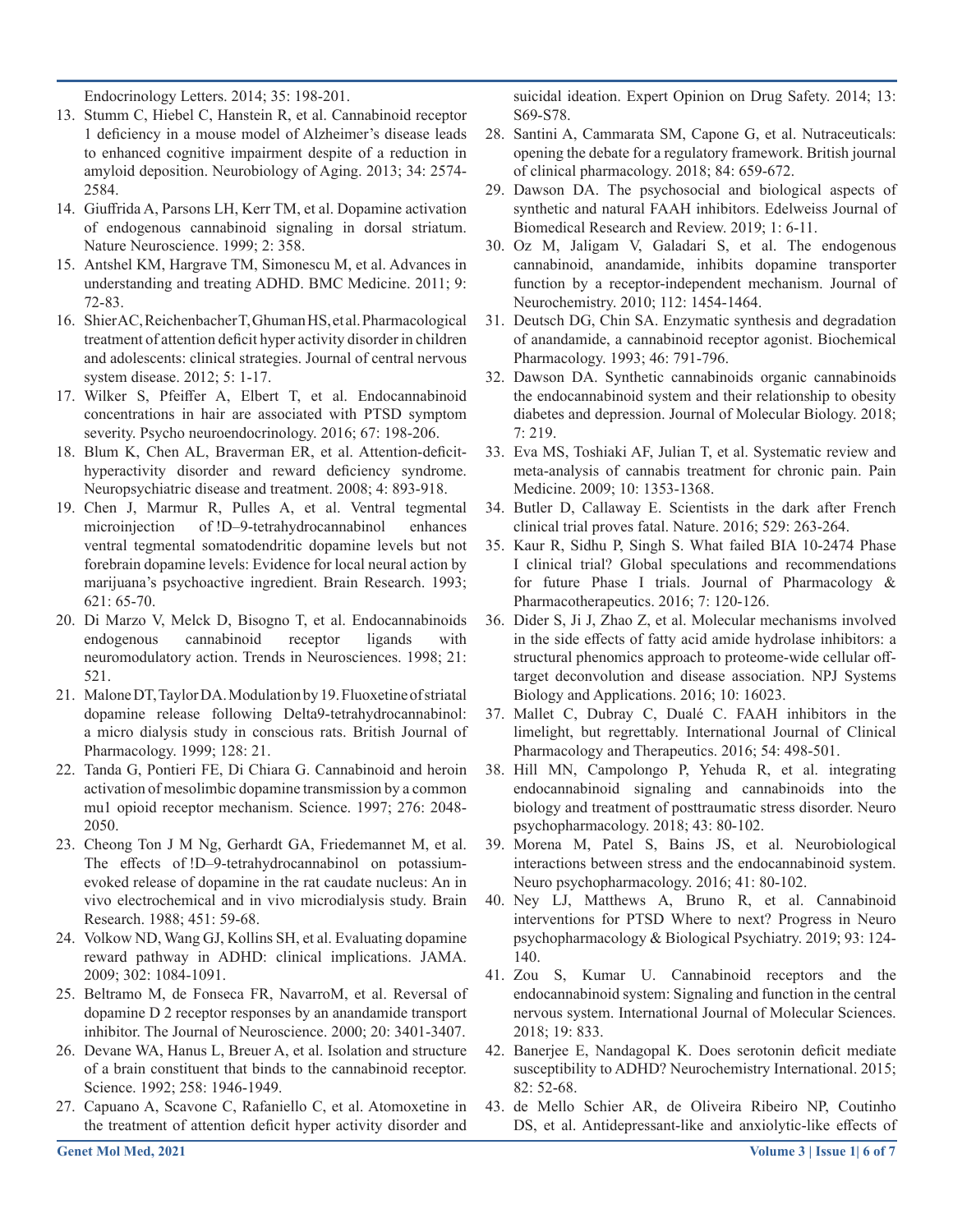Endocrinology Letters. 2014; 35: 198-201.

13. Stumm C, Hiebel C, Hanstein R, et al. Cannabinoid receptor 1 deficiency in a mouse model of Alzheimer's disease leads to enhanced cognitive impairment despite of a reduction in amyloid deposition. Neurobiology of Aging. 2013; 34: 2574-2584.
14. Giuffrida A, Parsons LH, Kerr TM, et al. Dopamine activation of endogenous cannabinoid signaling in dorsal striatum. Nature Neuroscience. 1999; 2: 358.
15. Antshel KM, Hargrave TM, Simonescu M, et al. Advances in understanding and treating ADHD. BMC Medicine. 2011; 9: 72-83.
16. Shier AC, Reichenbacher T, Ghuman HS, et al. Pharmacological treatment of attention deficit hyper activity disorder in children and adolescents: clinical strategies. Journal of central nervous system disease. 2012; 5: 1-17.
17. Wilker S, Pfeiffer A, Elbert T, et al. Endocannabinoid concentrations in hair are associated with PTSD symptom severity. Psycho neuroendocrinology. 2016; 67: 198-206.
18. Blum K, Chen AL, Braverman ER, et al. Attention-deficit-hyperactivity disorder and reward deficiency syndrome. Neuropsychiatric disease and treatment. 2008; 4: 893-918.
19. Chen J, Marmur R, Pulles A, et al. Ventral tegmental microinjection of !D–9-tetrahydrocannabinol enhances ventral tegmental somatodendritic dopamine levels but not forebrain dopamine levels: Evidence for local neural action by marijuana's psychoactive ingredient. Brain Research. 1993; 621: 65-70.
20. Di Marzo V, Melck D, Bisogno T, et al. Endocannabinoids endogenous cannabinoid receptor ligands with neuromodulatory action. Trends in Neurosciences. 1998; 21: 521.
21. Malone DT, Taylor DA. Modulation by 19. Fluoxetine of striatal dopamine release following Delta9-tetrahydrocannabinol: a micro dialysis study in conscious rats. British Journal of Pharmacology. 1999; 128: 21.
22. Tanda G, Pontieri FE, Di Chiara G. Cannabinoid and heroin activation of mesolimbic dopamine transmission by a common mu1 opioid receptor mechanism. Science. 1997; 276: 2048-2050.
23. Cheong Ton J M Ng, Gerhardt GA, Friedemannet M, et al. The effects of !D–9-tetrahydrocannabinol on potassium-evoked release of dopamine in the rat caudate nucleus: An in vivo electrochemical and in vivo microdialysis study. Brain Research. 1988; 451: 59-68.
24. Volkow ND, Wang GJ, Kollins SH, et al. Evaluating dopamine reward pathway in ADHD: clinical implications. JAMA. 2009; 302: 1084-1091.
25. Beltramo M, de Fonseca FR, NavarroM, et al. Reversal of dopamine D 2 receptor responses by an anandamide transport inhibitor. The Journal of Neuroscience. 2000; 20: 3401-3407.
26. Devane WA, Hanus L, Breuer A, et al. Isolation and structure of a brain constituent that binds to the cannabinoid receptor. Science. 1992; 258: 1946-1949.
27. Capuano A, Scavone C, Rafaniello C, et al. Atomoxetine in the treatment of attention deficit hyper activity disorder and suicidal ideation. Expert Opinion on Drug Safety. 2014; 13: S69-S78.
28. Santini A, Cammarata SM, Capone G, et al. Nutraceuticals: opening the debate for a regulatory framework. British journal of clinical pharmacology. 2018; 84: 659-672.
29. Dawson DA. The psychosocial and biological aspects of synthetic and natural FAAH inhibitors. Edelweiss Journal of Biomedical Research and Review. 2019; 1: 6-11.
30. Oz M, Jaligam V, Galadari S, et al. The endogenous cannabinoid, anandamide, inhibits dopamine transporter function by a receptor-independent mechanism. Journal of Neurochemistry. 2010; 112: 1454-1464.
31. Deutsch DG, Chin SA. Enzymatic synthesis and degradation of anandamide, a cannabinoid receptor agonist. Biochemical Pharmacology. 1993; 46: 791-796.
32. Dawson DA. Synthetic cannabinoids organic cannabinoids the endocannabinoid system and their relationship to obesity diabetes and depression. Journal of Molecular Biology. 2018; 7: 219.
33. Eva MS, Toshiaki AF, Julian T, et al. Systematic review and meta-analysis of cannabis treatment for chronic pain. Pain Medicine. 2009; 10: 1353-1368.
34. Butler D, Callaway E. Scientists in the dark after French clinical trial proves fatal. Nature. 2016; 529: 263-264.
35. Kaur R, Sidhu P, Singh S. What failed BIA 10-2474 Phase I clinical trial? Global speculations and recommendations for future Phase I trials. Journal of Pharmacology & Pharmacotherapeutics. 2016; 7: 120-126.
36. Dider S, Ji J, Zhao Z, et al. Molecular mechanisms involved in the side effects of fatty acid amide hydrolase inhibitors: a structural phenomics approach to proteome-wide cellular off-target deconvolution and disease association. NPJ Systems Biology and Applications. 2016; 10: 16023.
37. Mallet C, Dubray C, Dualé C. FAAH inhibitors in the limelight, but regrettably. International Journal of Clinical Pharmacology and Therapeutics. 2016; 54: 498-501.
38. Hill MN, Campolongo P, Yehuda R, et al. integrating endocannabinoid signaling and cannabinoids into the biology and treatment of posttraumatic stress disorder. Neuro psychopharmacology. 2018; 43: 80-102.
39. Morena M, Patel S, Bains JS, et al. Neurobiological interactions between stress and the endocannabinoid system. Neuro psychopharmacology. 2016; 41: 80-102.
40. Ney LJ, Matthews A, Bruno R, et al. Cannabinoid interventions for PTSD Where to next? Progress in Neuro psychopharmacology & Biological Psychiatry. 2019; 93: 124-140.
41. Zou S, Kumar U. Cannabinoid receptors and the endocannabinoid system: Signaling and function in the central nervous system. International Journal of Molecular Sciences. 2018; 19: 833.
42. Banerjee E, Nandagopal K. Does serotonin deficit mediate susceptibility to ADHD? Neurochemistry International. 2015; 82: 52-68.
43. de Mello Schier AR, de Oliveira Ribeiro NP, Coutinho DS, et al. Antidepressant-like and anxiolytic-like effects of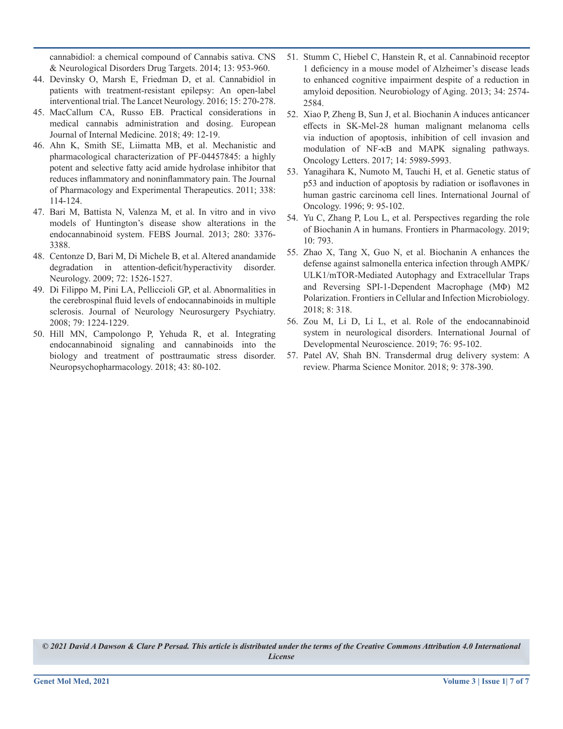cannabidiol: a chemical compound of Cannabis sativa. CNS & Neurological Disorders Drug Targets. 2014; 13: 953-960.

44. Devinsky O, Marsh E, Friedman D, et al. Cannabidiol in patients with treatment-resistant epilepsy: An open-label interventional trial. The Lancet Neurology. 2016; 15: 270-278.
45. MacCallum CA, Russo EB. Practical considerations in medical cannabis administration and dosing. European Journal of Internal Medicine. 2018; 49: 12-19.
46. Ahn K, Smith SE, Liimatta MB, et al. Mechanistic and pharmacological characterization of PF-04457845: a highly potent and selective fatty acid amide hydrolase inhibitor that reduces inflammatory and noninflammatory pain. The Journal of Pharmacology and Experimental Therapeutics. 2011; 338: 114-124.
47. Bari M, Battista N, Valenza M, et al. In vitro and in vivo models of Huntington's disease show alterations in the endocannabinoid system. FEBS Journal. 2013; 280: 3376-3388.
48. Centonze D, Bari M, Di Michele B, et al. Altered anandamide degradation in attention-deficit/hyperactivity disorder. Neurology. 2009; 72: 1526-1527.
49. Di Filippo M, Pini LA, Pelliccioli GP, et al. Abnormalities in the cerebrospinal fluid levels of endocannabinoids in multiple sclerosis. Journal of Neurology Neurosurgery Psychiatry. 2008; 79: 1224-1229.
50. Hill MN, Campolongo P, Yehuda R, et al. Integrating endocannabinoid signaling and cannabinoids into the biology and treatment of posttraumatic stress disorder. Neuropsychopharmacology. 2018; 43: 80-102.
51. Stumm C, Hiebel C, Hanstein R, et al. Cannabinoid receptor 1 deficiency in a mouse model of Alzheimer's disease leads to enhanced cognitive impairment despite of a reduction in amyloid deposition. Neurobiology of Aging. 2013; 34: 2574-2584.
52. Xiao P, Zheng B, Sun J, et al. Biochanin A induces anticancer effects in SK-Mel-28 human malignant melanoma cells via induction of apoptosis, inhibition of cell invasion and modulation of NF-κB and MAPK signaling pathways. Oncology Letters. 2017; 14: 5989-5993.
53. Yanagihara K, Numoto M, Tauchi H, et al. Genetic status of p53 and induction of apoptosis by radiation or isoflavones in human gastric carcinoma cell lines. International Journal of Oncology. 1996; 9: 95-102.
54. Yu C, Zhang P, Lou L, et al. Perspectives regarding the role of Biochanin A in humans. Frontiers in Pharmacology. 2019; 10: 793.
55. Zhao X, Tang X, Guo N, et al. Biochanin A enhances the defense against salmonella enterica infection through AMPK/ULK1/mTOR-Mediated Autophagy and Extracellular Traps and Reversing SPI-1-Dependent Macrophage (MΦ) M2 Polarization. Frontiers in Cellular and Infection Microbiology. 2018; 8: 318.
56. Zou M, Li D, Li L, et al. Role of the endocannabinoid system in neurological disorders. International Journal of Developmental Neuroscience. 2019; 76: 95-102.
57. Patel AV, Shah BN. Transdermal drug delivery system: A review. Pharma Science Monitor. 2018; 9: 378-390.

*© 2021 David A Dawson & Clare P Persad. This article is distributed under the terms of the Creative Commons Attribution 4.0 International License*